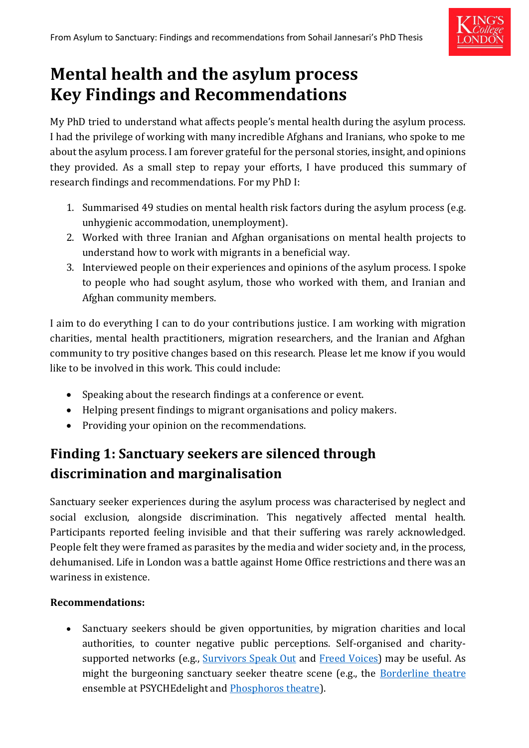# Mental health and the asylum process Key Findings and Recommendations

My PhD tried to understand what affects people's mental health during the asylum process. I had the privilege of working with many incredible Afghans and Iranians, who spoke to me about the asylum process. I am forever grateful for the personal stories, insight, and opinions they provided. As a small step to repay your efforts, I have produced this summary of research findings and recommendations. For my PhD I:

1. Summarised 49 studies on mental health risk factors during the asylum process (e.g. unhygienic accommodation, unemployment).
2. Worked with three Iranian and Afghan organisations on mental health projects to understand how to work with migrants in a beneficial way.
3. Interviewed people on their experiences and opinions of the asylum process. I spoke to people who had sought asylum, those who worked with them, and Iranian and Afghan community members.

I aim to do everything I can to do your contributions justice. I am working with migration charities, mental health practitioners, migration researchers, and the Iranian and Afghan community to try positive changes based on this research. Please let me know if you would like to be involved in this work. This could include:

- Speaking about the research findings at a conference or event.
- Helping present findings to migrant organisations and policy makers.
- Providing your opinion on the recommendations.

## Finding 1: Sanctuary seekers are silenced through discrimination and marginalisation

Sanctuary seeker experiences during the asylum process was characterised by neglect and social exclusion, alongside discrimination. This negatively affected mental health. Participants reported feeling invisible and that their suffering was rarely acknowledged. People felt they were framed as parasites by the media and wider society and, in the process, dehumanised. Life in London was a battle against Home Office restrictions and there was an wariness in existence.

**Recommendations:**

- Sanctuary seekers should be given opportunities, by migration charities and local authorities, to counter negative public perceptions. Self-organised and charity-supported networks (e.g., Survivors Speak Out and Freed Voices) may be useful. As might the burgeoning sanctuary seeker theatre scene (e.g., the Borderline theatre ensemble at PSYCHEdelight and Phosphoros theatre).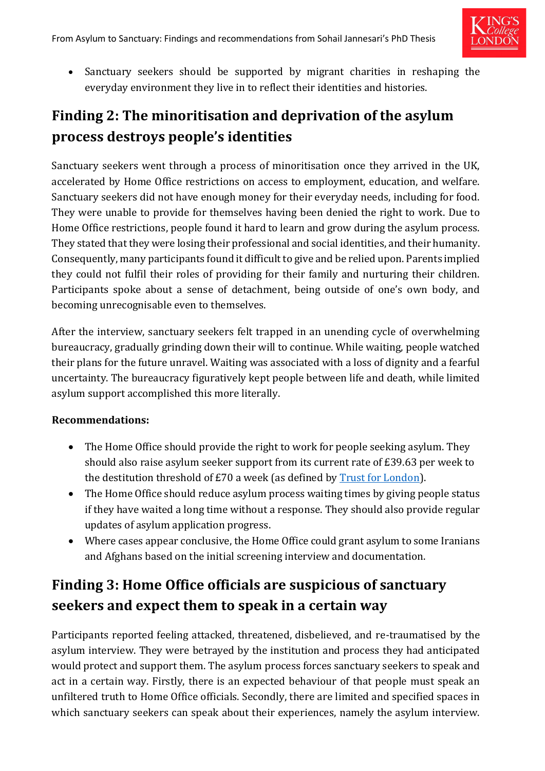- Sanctuary seekers should be supported by migrant charities in reshaping the everyday environment they live in to reflect their identities and histories.

## Finding 2: The minoritisation and deprivation of the asylum process destroys people's identities

Sanctuary seekers went through a process of minoritisation once they arrived in the UK, accelerated by Home Office restrictions on access to employment, education, and welfare. Sanctuary seekers did not have enough money for their everyday needs, including for food. They were unable to provide for themselves having been denied the right to work. Due to Home Office restrictions, people found it hard to learn and grow during the asylum process. They stated that they were losing their professional and social identities, and their humanity. Consequently, many participants found it difficult to give and be relied upon. Parents implied they could not fulfil their roles of providing for their family and nurturing their children. Participants spoke about a sense of detachment, being outside of one's own body, and becoming unrecognisable even to themselves.

After the interview, sanctuary seekers felt trapped in an unending cycle of overwhelming bureaucracy, gradually grinding down their will to continue. While waiting, people watched their plans for the future unravel. Waiting was associated with a loss of dignity and a fearful uncertainty. The bureaucracy figuratively kept people between life and death, while limited asylum support accomplished this more literally.

**Recommendations:**

- The Home Office should provide the right to work for people seeking asylum. They should also raise asylum seeker support from its current rate of £39.63 per week to the destitution threshold of £70 a week (as defined by Trust for London).
- The Home Office should reduce asylum process waiting times by giving people status if they have waited a long time without a response. They should also provide regular updates of asylum application progress.
- Where cases appear conclusive, the Home Office could grant asylum to some Iranians and Afghans based on the initial screening interview and documentation.

## Finding 3: Home Office officials are suspicious of sanctuary seekers and expect them to speak in a certain way

Participants reported feeling attacked, threatened, disbelieved, and re-traumatised by the asylum interview. They were betrayed by the institution and process they had anticipated would protect and support them. The asylum process forces sanctuary seekers to speak and act in a certain way. Firstly, there is an expected behaviour of that people must speak an unfiltered truth to Home Office officials. Secondly, there are limited and specified spaces in which sanctuary seekers can speak about their experiences, namely the asylum interview.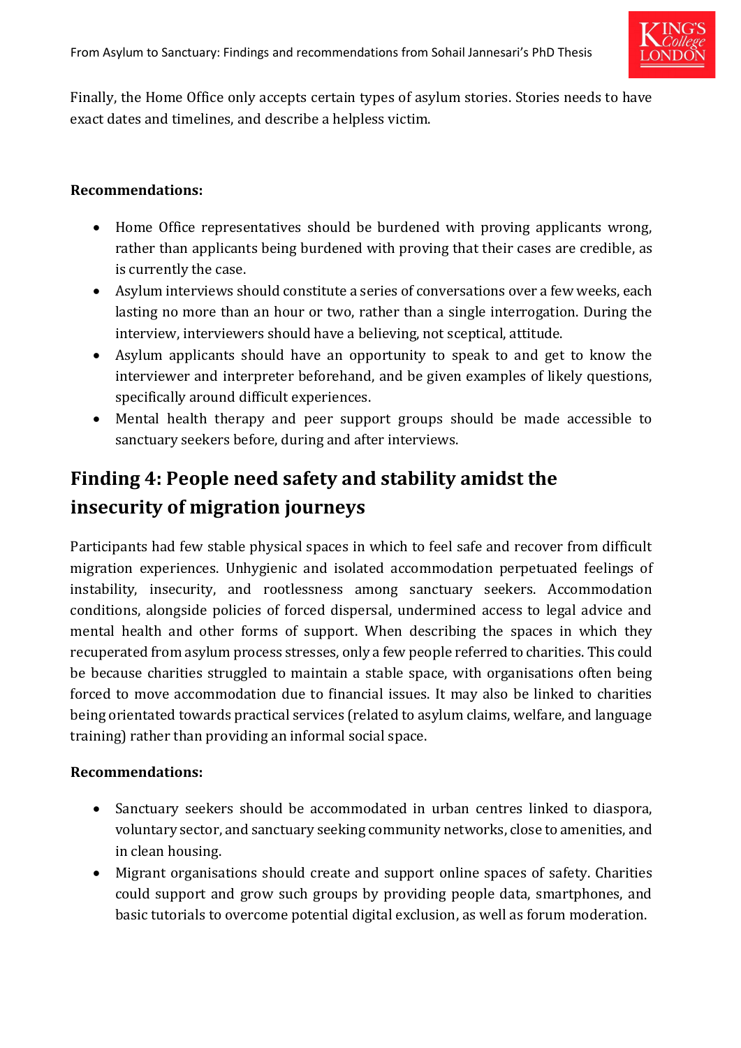Finally, the Home Office only accepts certain types of asylum stories. Stories needs to have exact dates and timelines, and describe a helpless victim.

**Recommendations:**

- Home Office representatives should be burdened with proving applicants wrong, rather than applicants being burdened with proving that their cases are credible, as is currently the case.
- Asylum interviews should constitute a series of conversations over a few weeks, each lasting no more than an hour or two, rather than a single interrogation. During the interview, interviewers should have a believing, not sceptical, attitude.
- Asylum applicants should have an opportunity to speak to and get to know the interviewer and interpreter beforehand, and be given examples of likely questions, specifically around difficult experiences.
- Mental health therapy and peer support groups should be made accessible to sanctuary seekers before, during and after interviews.

## Finding 4: People need safety and stability amidst the insecurity of migration journeys

Participants had few stable physical spaces in which to feel safe and recover from difficult migration experiences. Unhygienic and isolated accommodation perpetuated feelings of instability, insecurity, and rootlessness among sanctuary seekers. Accommodation conditions, alongside policies of forced dispersal, undermined access to legal advice and mental health and other forms of support. When describing the spaces in which they recuperated from asylum process stresses, only a few people referred to charities. This could be because charities struggled to maintain a stable space, with organisations often being forced to move accommodation due to financial issues. It may also be linked to charities being orientated towards practical services (related to asylum claims, welfare, and language training) rather than providing an informal social space.

**Recommendations:**

- Sanctuary seekers should be accommodated in urban centres linked to diaspora, voluntary sector, and sanctuary seeking community networks, close to amenities, and in clean housing.
- Migrant organisations should create and support online spaces of safety. Charities could support and grow such groups by providing people data, smartphones, and basic tutorials to overcome potential digital exclusion, as well as forum moderation.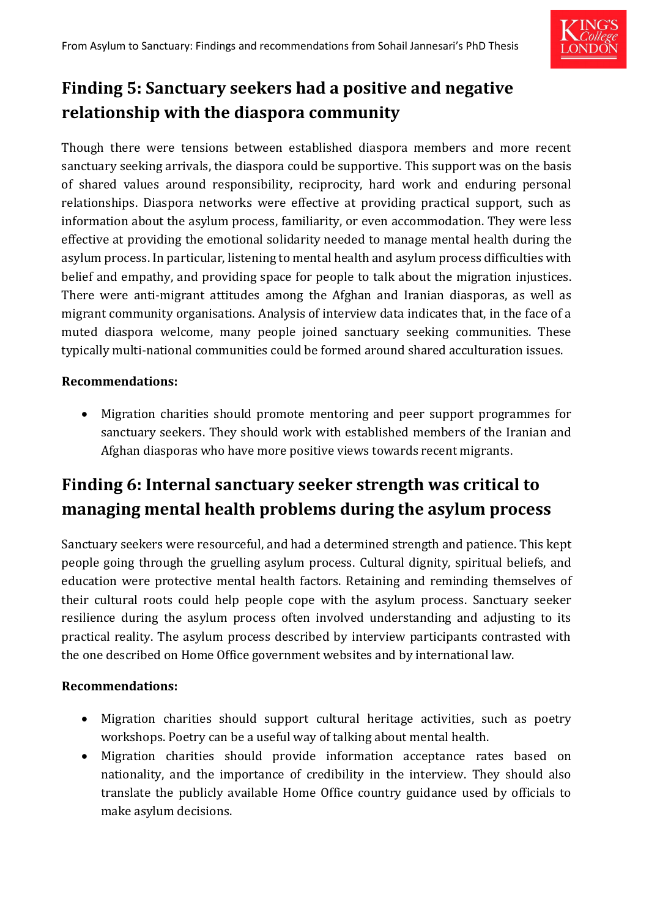## Finding 5: Sanctuary seekers had a positive and negative relationship with the diaspora community

Though there were tensions between established diaspora members and more recent sanctuary seeking arrivals, the diaspora could be supportive. This support was on the basis of shared values around responsibility, reciprocity, hard work and enduring personal relationships. Diaspora networks were effective at providing practical support, such as information about the asylum process, familiarity, or even accommodation. They were less effective at providing the emotional solidarity needed to manage mental health during the asylum process. In particular, listening to mental health and asylum process difficulties with belief and empathy, and providing space for people to talk about the migration injustices. There were anti-migrant attitudes among the Afghan and Iranian diasporas, as well as migrant community organisations. Analysis of interview data indicates that, in the face of a muted diaspora welcome, many people joined sanctuary seeking communities. These typically multi-national communities could be formed around shared acculturation issues.

**Recommendations:**

- Migration charities should promote mentoring and peer support programmes for sanctuary seekers. They should work with established members of the Iranian and Afghan diasporas who have more positive views towards recent migrants.

## Finding 6: Internal sanctuary seeker strength was critical to managing mental health problems during the asylum process

Sanctuary seekers were resourceful, and had a determined strength and patience. This kept people going through the gruelling asylum process. Cultural dignity, spiritual beliefs, and education were protective mental health factors. Retaining and reminding themselves of their cultural roots could help people cope with the asylum process. Sanctuary seeker resilience during the asylum process often involved understanding and adjusting to its practical reality. The asylum process described by interview participants contrasted with the one described on Home Office government websites and by international law.

**Recommendations:**

- Migration charities should support cultural heritage activities, such as poetry workshops. Poetry can be a useful way of talking about mental health.
- Migration charities should provide information acceptance rates based on nationality, and the importance of credibility in the interview. They should also translate the publicly available Home Office country guidance used by officials to make asylum decisions.